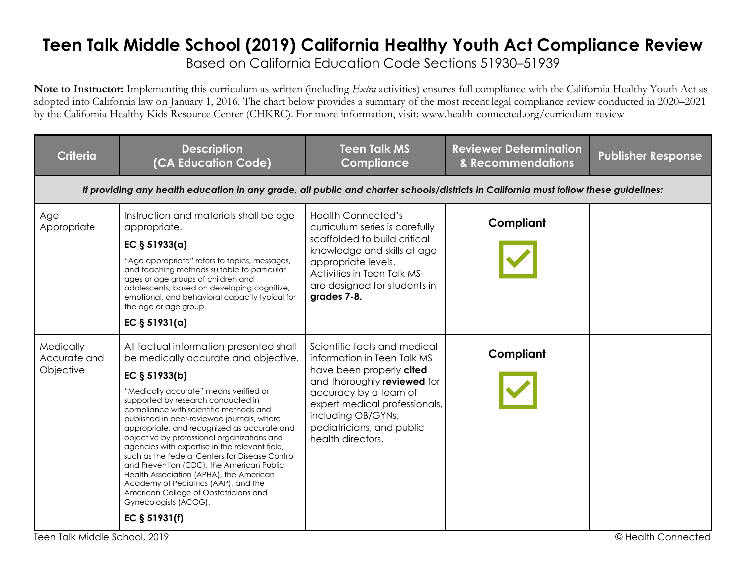# Teen Talk Middle School (2019) California Healthy Youth Act Compliance Review

Based on California Education Code Sections 51930–51939

**Note to Instructor:** Implementing this curriculum as written (including *Extra* activities) ensures full compliance with the California Healthy Youth Act as adopted into California law on January 1, 2016. The chart below provides a summary of the most recent legal compliance review conducted in 2020–2021 by the California Healthy Kids Resource Center (CHKRC). For more information, visit: www.health-connected.org/curriculum-review

| Criteria | Description (CA Education Code) | Teen Talk MS Compliance | Reviewer Determination & Recommendations | Publisher Response |
|---|---|---|---|---|
| ***If providing any health education in any grade, all public and charter schools/districts in California must follow these guidelines:*** | | | | |
| Age Appropriate | Instruction and materials shall be age appropriate.<br>**EC § 51933(a)**<br>"Age appropriate" refers to topics, messages, and teaching methods suitable to particular ages or age groups of children and adolescents, based on developing cognitive, emotional, and behavioral capacity typical for the age or age group.<br>**EC § 51931(a)** | Health Connected's curriculum series is carefully scaffolded to build critical knowledge and skills at age appropriate levels. Activities in Teen Talk MS are designed for students in **grades 7-8.** | **Compliant** ☑ | |
| Medically Accurate and Objective | All factual information presented shall be medically accurate and objective.<br>**EC § 51933(b)**<br>"Medically accurate" means verified or supported by research conducted in compliance with scientific methods and published in peer-reviewed journals, where appropriate, and recognized as accurate and objective by professional organizations and agencies with expertise in the relevant field, such as the federal Centers for Disease Control and Prevention (CDC), the American Public Health Association (APHA), the American Academy of Pediatrics (AAP), and the American College of Obstetricians and Gynecologists (ACOG).<br>**EC § 51931(f)** | Scientific facts and medical information in Teen Talk MS have been properly **cited** and thoroughly **reviewed** for accuracy by a team of expert medical professionals, including OB/GYNs, pediatricians, and public health directors. | **Compliant** ☑ | |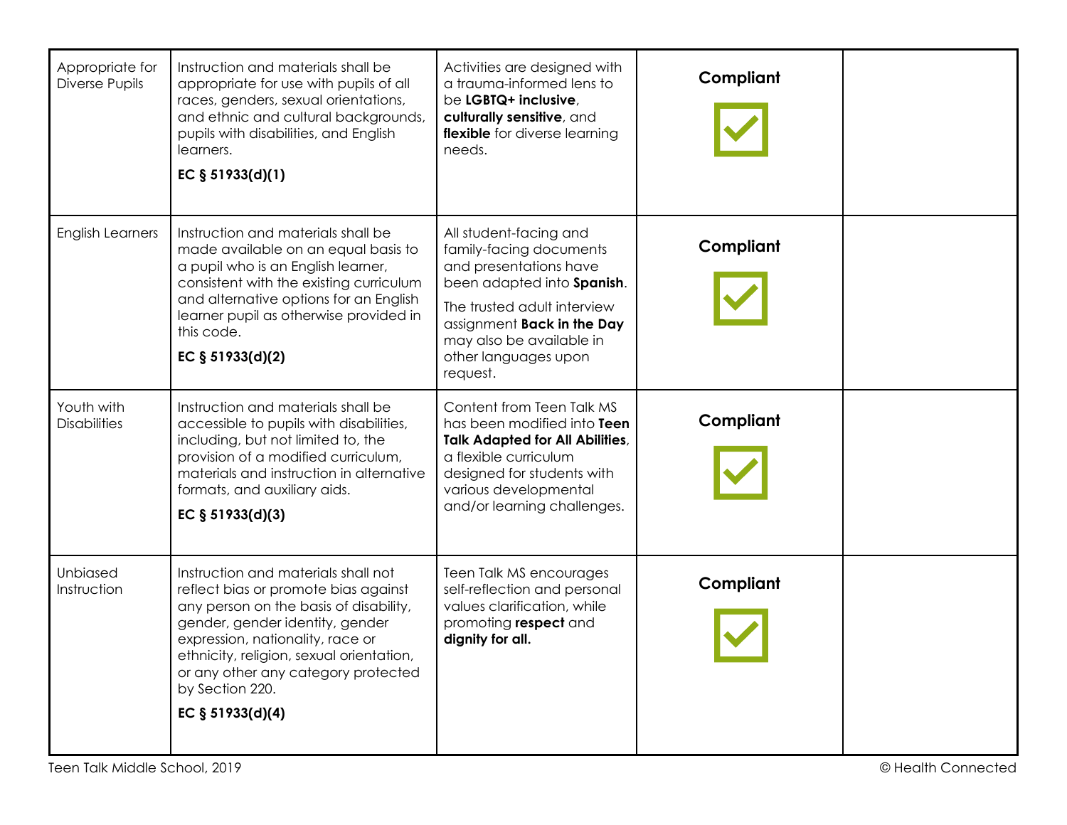| | | | | |
|---|---|---|---|---|
| Appropriate for Diverse Pupils | Instruction and materials shall be appropriate for use with pupils of all races, genders, sexual orientations, and ethnic and cultural backgrounds, pupils with disabilities, and English learners.<br><br>**EC § 51933(d)(1)** | Activities are designed with a trauma-informed lens to be **LGBTQ+ inclusive**, **culturally sensitive**, and **flexible** for diverse learning needs. | **Compliant** ✓ | |
| English Learners | Instruction and materials shall be made available on an equal basis to a pupil who is an English learner, consistent with the existing curriculum and alternative options for an English learner pupil as otherwise provided in this code.<br><br>**EC § 51933(d)(2)** | All student-facing and family-facing documents and presentations have been adapted into **Spanish**.<br><br>The trusted adult interview assignment **Back in the Day** may also be available in other languages upon request. | **Compliant** ✓ | |
| Youth with Disabilities | Instruction and materials shall be accessible to pupils with disabilities, including, but not limited to, the provision of a modified curriculum, materials and instruction in alternative formats, and auxiliary aids.<br><br>**EC § 51933(d)(3)** | Content from Teen Talk MS has been modified into **Teen Talk Adapted for All Abilities**, a flexible curriculum designed for students with various developmental and/or learning challenges. | **Compliant** ✓ | |
| Unbiased Instruction | Instruction and materials shall not reflect bias or promote bias against any person on the basis of disability, gender, gender identity, gender expression, nationality, race or ethnicity, religion, sexual orientation, or any other any category protected by Section 220.<br><br>**EC § 51933(d)(4)** | Teen Talk MS encourages self-reflection and personal values clarification, while promoting **respect** and **dignity for all.** | **Compliant** ✓ | |

Teen Talk Middle School, 2019 © Health Connected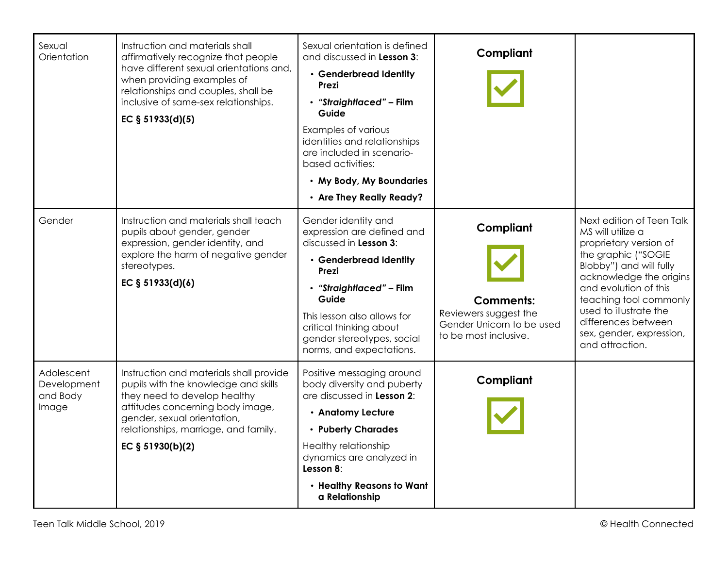| Sexual Orientation | Instruction and materials shall affirmatively recognize that people have different sexual orientations and, when providing examples of relationships and couples, shall be inclusive of same-sex relationships.<br><br>**EC § 51933(d)(5)** | Sexual orientation is defined and discussed in **Lesson 3**:<br>• **Genderbread Identity Prezi**<br>• ***"Straightlaced"* – Film Guide**<br><br>Examples of various identities and relationships are included in scenario-based activities:<br>• **My Body, My Boundaries**<br>• **Are They Really Ready?** | **Compliant** ☑ | |
|---|---|---|---|---|
| Gender | Instruction and materials shall teach pupils about gender, gender expression, gender identity, and explore the harm of negative gender stereotypes.<br><br>**EC § 51933(d)(6)** | Gender identity and expression are defined and discussed in **Lesson 3**:<br>• **Genderbread Identity Prezi**<br>• ***"Straightlaced"* – Film Guide**<br><br>This lesson also allows for critical thinking about gender stereotypes, social norms, and expectations. | **Compliant** ☑<br><br>**Comments:**<br>Reviewers suggest the Gender Unicorn to be used to be most inclusive. | Next edition of Teen Talk MS will utilize a proprietary version of the graphic ("SOGIE Blobby") and will fully acknowledge the origins and evolution of this teaching tool commonly used to illustrate the differences between sex, gender, expression, and attraction. |
| Adolescent Development and Body Image | Instruction and materials shall provide pupils with the knowledge and skills they need to develop healthy attitudes concerning body image, gender, sexual orientation, relationships, marriage, and family.<br><br>**EC § 51930(b)(2)** | Positive messaging around body diversity and puberty are discussed in **Lesson 2**:<br>• **Anatomy Lecture**<br>• **Puberty Charades**<br><br>Healthy relationship dynamics are analyzed in **Lesson 8**:<br>• **Healthy Reasons to Want a Relationship** | **Compliant** ☑ | |

Teen Talk Middle School, 2019 © Health Connected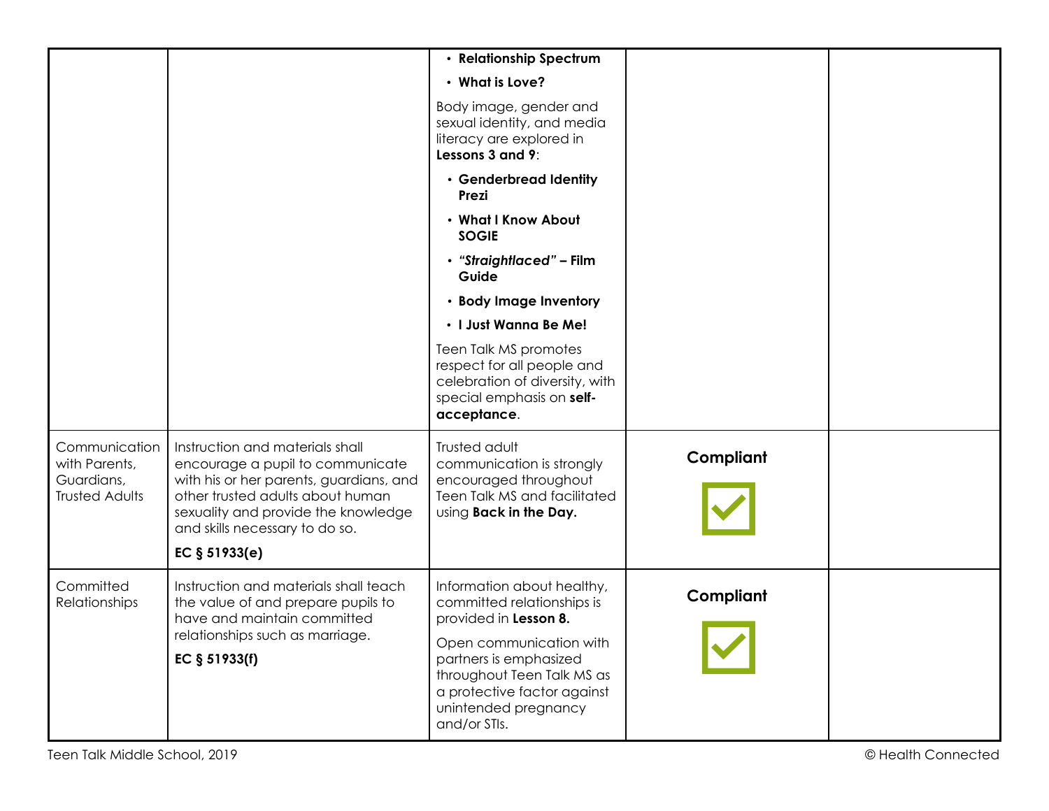| | | | | |
|---|---|---|---|---|
| | | • **Relationship Spectrum**<br>• **What is Love?**<br>Body image, gender and sexual identity, and media literacy are explored in **Lessons 3 and 9**:<br>• **Genderbread Identity Prezi**<br>• **What I Know About SOGIE**<br>• ***"Straightlaced"* – Film Guide**<br>• **Body Image Inventory**<br>• **I Just Wanna Be Me!**<br>Teen Talk MS promotes respect for all people and celebration of diversity, with special emphasis on **self-acceptance**. | | |
| Communication with Parents, Guardians, Trusted Adults | Instruction and materials shall encourage a pupil to communicate with his or her parents, guardians, and other trusted adults about human sexuality and provide the knowledge and skills necessary to do so.<br>**EC § 51933(e)** | Trusted adult communication is strongly encouraged throughout Teen Talk MS and facilitated using **Back in the Day.** | **Compliant** ☑ | |
| Committed Relationships | Instruction and materials shall teach the value of and prepare pupils to have and maintain committed relationships such as marriage.<br>**EC § 51933(f)** | Information about healthy, committed relationships is provided in **Lesson 8.**<br>Open communication with partners is emphasized throughout Teen Talk MS as a protective factor against unintended pregnancy and/or STIs. | **Compliant** ☑ | |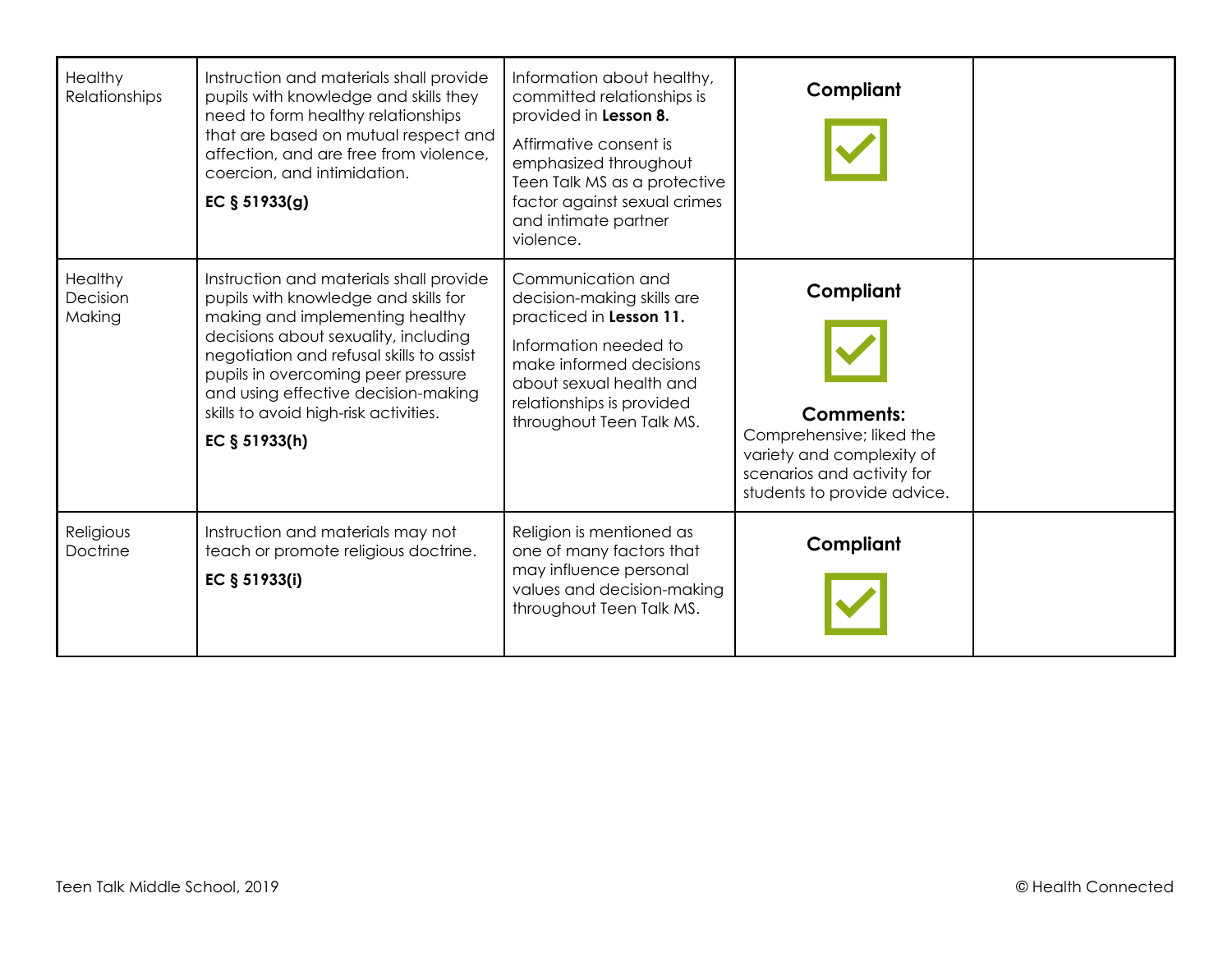| | | | | |
|---|---|---|---|---|
| Healthy Relationships | Instruction and materials shall provide pupils with knowledge and skills they need to form healthy relationships that are based on mutual respect and affection, and are free from violence, coercion, and intimidation.<br><br>**EC § 51933(g)** | Information about healthy, committed relationships is provided in **Lesson 8.**<br><br>Affirmative consent is emphasized throughout Teen Talk MS as a protective factor against sexual crimes and intimate partner violence. | **Compliant**<br><br>☑ | |
| Healthy Decision Making | Instruction and materials shall provide pupils with knowledge and skills for making and implementing healthy decisions about sexuality, including negotiation and refusal skills to assist pupils in overcoming peer pressure and using effective decision-making skills to avoid high-risk activities.<br><br>**EC § 51933(h)** | Communication and decision-making skills are practiced in **Lesson 11.**<br><br>Information needed to make informed decisions about sexual health and relationships is provided throughout Teen Talk MS. | **Compliant**<br><br>☑<br><br>**Comments:**<br>Comprehensive; liked the variety and complexity of scenarios and activity for students to provide advice. | |
| Religious Doctrine | Instruction and materials may not teach or promote religious doctrine.<br><br>**EC § 51933(i)** | Religion is mentioned as one of many factors that may influence personal values and decision-making throughout Teen Talk MS. | **Compliant**<br><br>☑ | |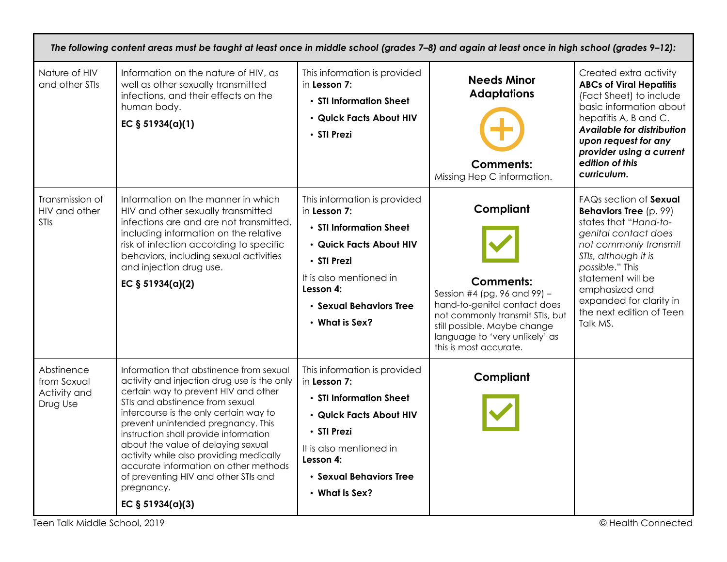| *The following content areas must be taught at least once in middle school (grades 7–8) and again at least once in high school (grades 9–12):* | | | | |
|---|---|---|---|---|
| Nature of HIV and other STIs | Information on the nature of HIV, as well as other sexually transmitted infections, and their effects on the human body. **EC § 51934(a)(1)** | This information is provided in **Lesson 7:** • **STI Information Sheet** • **Quick Facts About HIV** • **STI Prezi** | **Needs Minor Adaptations** **Comments:** Missing Hep C information. | Created extra activity **ABCs of Viral Hepatitis** (Fact Sheet) to include basic information about hepatitis A, B and C. ***Available for distribution upon request for any provider using a current edition of this curriculum.*** |
| Transmission of HIV and other STIs | Information on the manner in which HIV and other sexually transmitted infections are and are not transmitted, including information on the relative risk of infection according to specific behaviors, including sexual activities and injection drug use. **EC § 51934(a)(2)** | This information is provided in **Lesson 7:** • **STI Information Sheet** • **Quick Facts About HIV** • **STI Prezi** It is also mentioned in **Lesson 4:** • **Sexual Behaviors Tree** • **What is Sex?** | **Compliant** **Comments:** Session #4 (pg. 96 and 99) – hand-to-genital contact does not commonly transmit STIs, but still possible. Maybe change language to 'very unlikely' as this is most accurate. | FAQs section of **Sexual Behaviors Tree** (p. 99) states that "*Hand-to-genital contact does not commonly transmit STIs, although it is possible*." This statement will be emphasized and expanded for clarity in the next edition of Teen Talk MS. |
| Abstinence from Sexual Activity and Drug Use | Information that abstinence from sexual activity and injection drug use is the only certain way to prevent HIV and other STIs and abstinence from sexual intercourse is the only certain way to prevent unintended pregnancy. This instruction shall provide information about the value of delaying sexual activity while also providing medically accurate information on other methods of preventing HIV and other STIs and pregnancy. **EC § 51934(a)(3)** | This information is provided in **Lesson 7:** • **STI Information Sheet** • **Quick Facts About HIV** • **STI Prezi** It is also mentioned in **Lesson 4:** • **Sexual Behaviors Tree** • **What is Sex?** | **Compliant** | |

Teen Talk Middle School, 2019 © Health Connected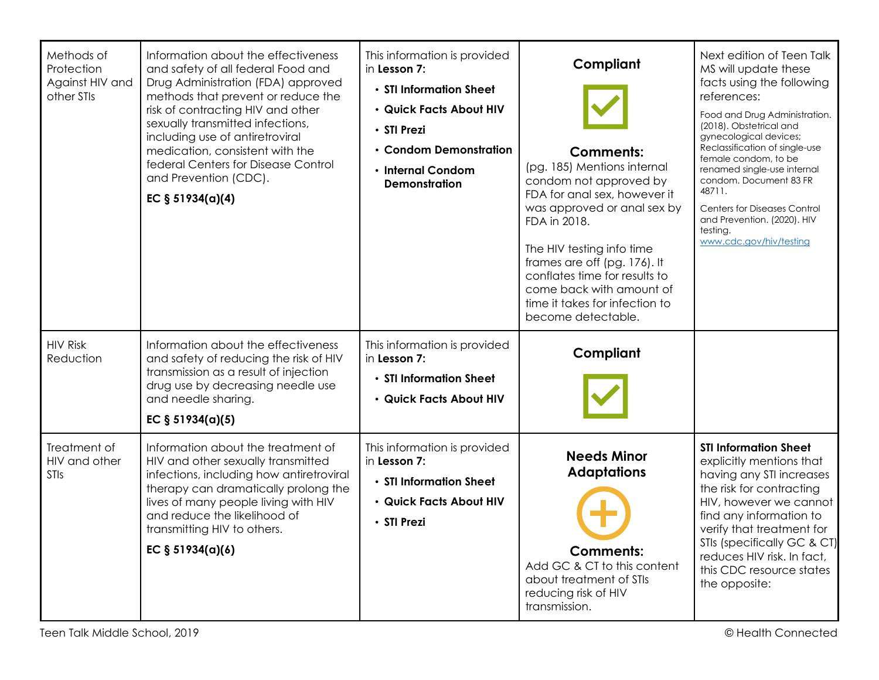| | | | | |
|---|---|---|---|---|
| Methods of Protection Against HIV and other STIs | Information about the effectiveness and safety of all federal Food and Drug Administration (FDA) approved methods that prevent or reduce the risk of contracting HIV and other sexually transmitted infections, including use of antiretroviral medication, consistent with the federal Centers for Disease Control and Prevention (CDC). **EC § 51934(a)(4)** | This information is provided in **Lesson 7:** <br>• **STI Information Sheet** <br>• **Quick Facts About HIV** <br>• **STI Prezi** <br>• **Condom Demonstration** <br>• **Internal Condom Demonstration** | **Compliant** <br><br>**Comments:** <br>(pg. 185) Mentions internal condom not approved by FDA for anal sex, however it was approved or anal sex by FDA in 2018. <br><br>The HIV testing info time frames are off (pg. 176). It conflates time for results to come back with amount of time it takes for infection to become detectable. | Next edition of Teen Talk MS will update these facts using the following references: <br><br>Food and Drug Administration. (2018). Obstetrical and gynecological devices; Reclassification of single-use female condom, to be renamed single-use internal condom. Document 83 FR 48711. <br><br>Centers for Diseases Control and Prevention. (2020). HIV testing. www.cdc.gov/hiv/testing |
| HIV Risk Reduction | Information about the effectiveness and safety of reducing the risk of HIV transmission as a result of injection drug use by decreasing needle use and needle sharing. **EC § 51934(a)(5)** | This information is provided in **Lesson 7:** <br>• **STI Information Sheet** <br>• **Quick Facts About HIV** | **Compliant** | |
| Treatment of HIV and other STIs | Information about the treatment of HIV and other sexually transmitted infections, including how antiretroviral therapy can dramatically prolong the lives of many people living with HIV and reduce the likelihood of transmitting HIV to others. **EC § 51934(a)(6)** | This information is provided in **Lesson 7:** <br>• **STI Information Sheet** <br>• **Quick Facts About HIV** <br>• **STI Prezi** | **Needs Minor Adaptations** <br><br>**Comments:** <br>Add GC & CT to this content about treatment of STIs reducing risk of HIV transmission. | **STI Information Sheet** explicitly mentions that having any STI increases the risk for contracting HIV, however we cannot find any information to verify that treatment for STIs (specifically GC & CT) reduces HIV risk. In fact, this CDC resource states the opposite: |

Teen Talk Middle School, 2019 © Health Connected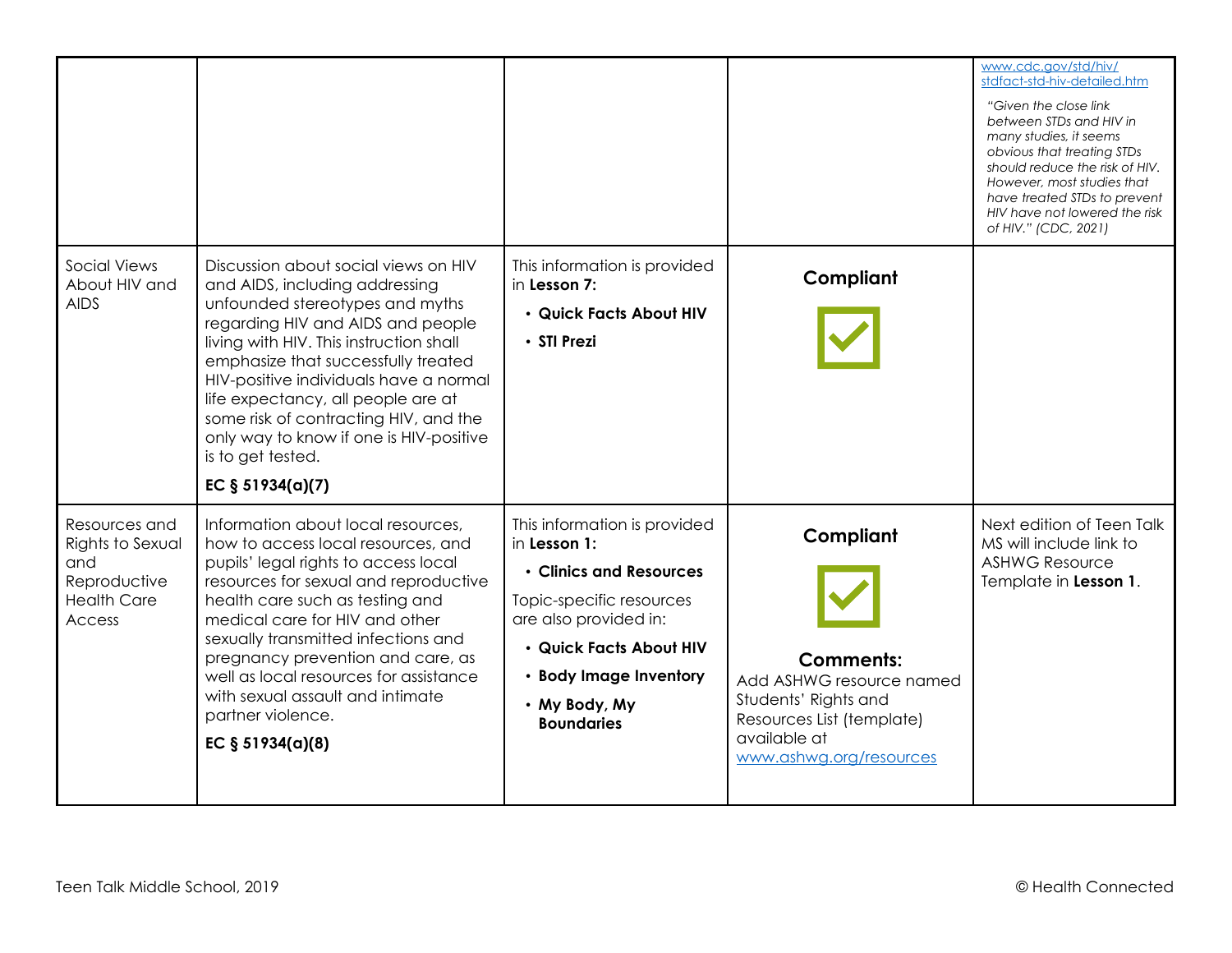| | | | | |
|---|---|---|---|---|
| | | | | www.cdc.gov/std/hiv/stdfact-std-hiv-detailed.htm<br>*"Given the close link between STDs and HIV in many studies, it seems obvious that treating STDs should reduce the risk of HIV. However, most studies that have treated STDs to prevent HIV have not lowered the risk of HIV." (CDC, 2021)* |
| Social Views About HIV and AIDS | Discussion about social views on HIV and AIDS, including addressing unfounded stereotypes and myths regarding HIV and AIDS and people living with HIV. This instruction shall emphasize that successfully treated HIV-positive individuals have a normal life expectancy, all people are at some risk of contracting HIV, and the only way to know if one is HIV-positive is to get tested.<br>**EC § 51934(a)(7)** | This information is provided in **Lesson 7:**<br>• **Quick Facts About HIV**<br>• **STI Prezi** | **Compliant** ☑ | |
| Resources and Rights to Sexual and Reproductive Health Care Access | Information about local resources, how to access local resources, and pupils' legal rights to access local resources for sexual and reproductive health care such as testing and medical care for HIV and other sexually transmitted infections and pregnancy prevention and care, as well as local resources for assistance with sexual assault and intimate partner violence.<br>**EC § 51934(a)(8)** | This information is provided in **Lesson 1:**<br>• **Clinics and Resources**<br>Topic-specific resources are also provided in:<br>• **Quick Facts About HIV**<br>• **Body Image Inventory**<br>• **My Body, My Boundaries** | **Compliant** ☑<br>**Comments:** Add ASHWG resource named Students' Rights and Resources List (template) available at www.ashwg.org/resources | Next edition of Teen Talk MS will include link to ASHWG Resource Template in **Lesson 1**. |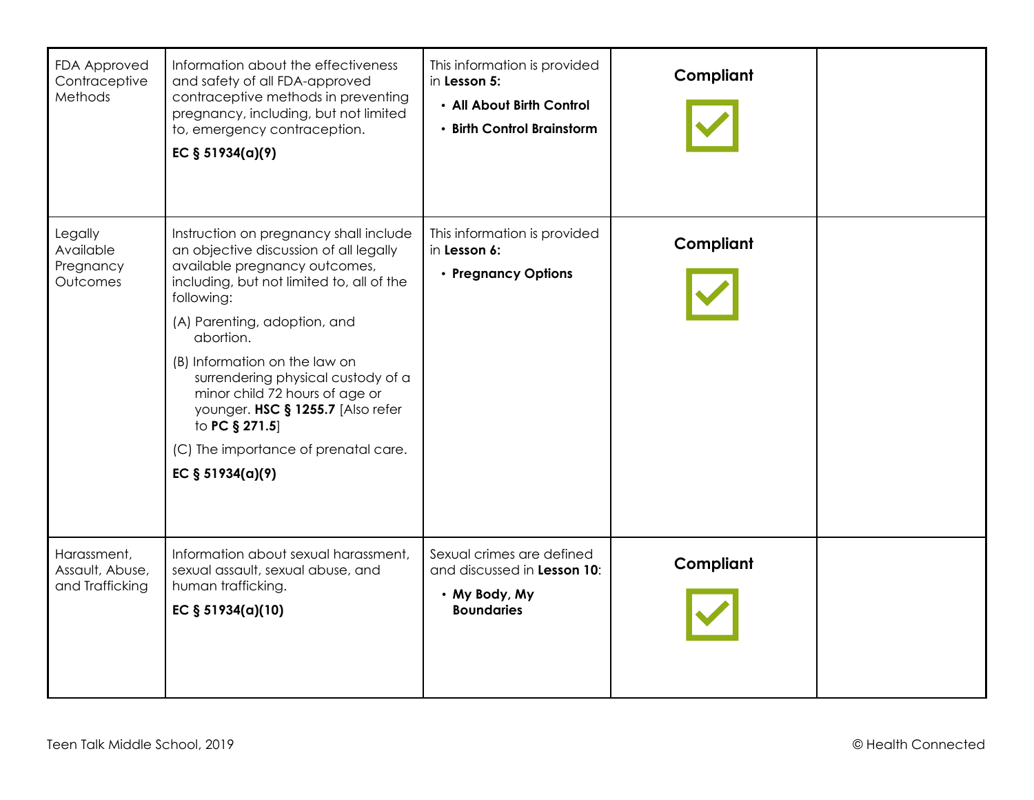| | | | | |
|---|---|---|---|---|
| FDA Approved Contraceptive Methods | Information about the effectiveness and safety of all FDA-approved contraceptive methods in preventing pregnancy, including, but not limited to, emergency contraception.<br><br>**EC § 51934(a)(9)** | This information is provided in **Lesson 5:**<br>• **All About Birth Control**<br>• **Birth Control Brainstorm** | **Compliant** ☑ | |
| Legally Available Pregnancy Outcomes | Instruction on pregnancy shall include an objective discussion of all legally available pregnancy outcomes, including, but not limited to, all of the following:<br>(A) Parenting, adoption, and abortion.<br>(B) Information on the law on surrendering physical custody of a minor child 72 hours of age or younger. **HSC § 1255.7** [Also refer to **PC § 271.5**]<br>(C) The importance of prenatal care.<br><br>**EC § 51934(a)(9)** | This information is provided in **Lesson 6:**<br>• **Pregnancy Options** | **Compliant** ☑ | |
| Harassment, Assault, Abuse, and Trafficking | Information about sexual harassment, sexual assault, sexual abuse, and human trafficking.<br><br>**EC § 51934(a)(10)** | Sexual crimes are defined and discussed in **Lesson 10**:<br>• **My Body, My Boundaries** | **Compliant** ☑ | |

Teen Talk Middle School, 2019

© Health Connected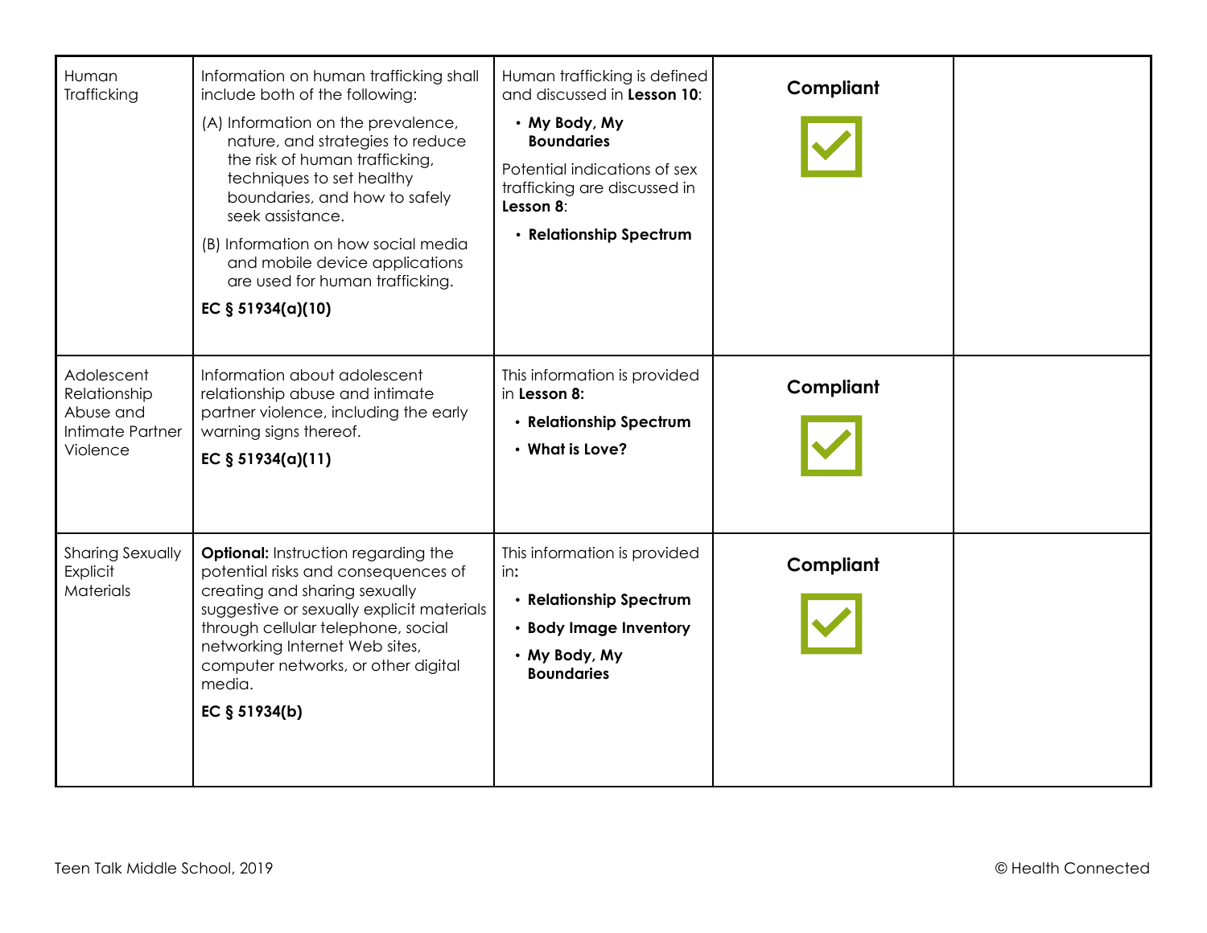| | | | | |
|---|---|---|---|---|
| Human Trafficking | Information on human trafficking shall include both of the following:<br>(A) Information on the prevalence, nature, and strategies to reduce the risk of human trafficking, techniques to set healthy boundaries, and how to safely seek assistance.<br>(B) Information on how social media and mobile device applications are used for human trafficking.<br>**EC § 51934(a)(10)** | Human trafficking is defined and discussed in **Lesson 10**:<br>• **My Body, My Boundaries**<br>Potential indications of sex trafficking are discussed in **Lesson 8**:<br>• **Relationship Spectrum** | **Compliant** ☑ | |
| Adolescent Relationship Abuse and Intimate Partner Violence | Information about adolescent relationship abuse and intimate partner violence, including the early warning signs thereof.<br>**EC § 51934(a)(11)** | This information is provided in **Lesson 8:**<br>• **Relationship Spectrum**<br>• **What is Love?** | **Compliant** ☑ | |
| Sharing Sexually Explicit Materials | **Optional:** Instruction regarding the potential risks and consequences of creating and sharing sexually suggestive or sexually explicit materials through cellular telephone, social networking Internet Web sites, computer networks, or other digital media.<br>**EC § 51934(b)** | This information is provided in**:**<br>• **Relationship Spectrum**<br>• **Body Image Inventory**<br>• **My Body, My Boundaries** | **Compliant** ☑ | |

Teen Talk Middle School, 2019 © Health Connected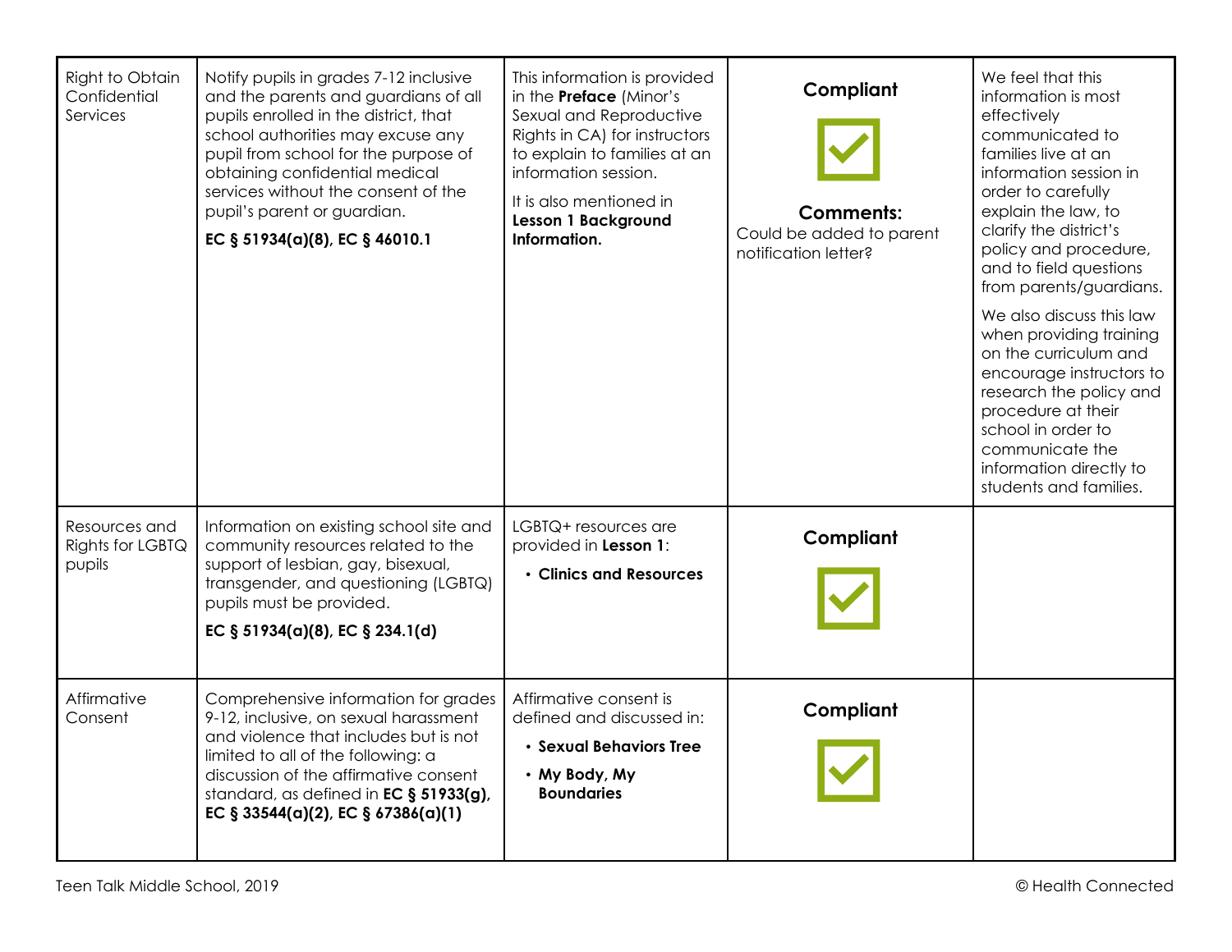| Right to Obtain Confidential Services | Notify pupils in grades 7-12 inclusive and the parents and guardians of all pupils enrolled in the district, that school authorities may excuse any pupil from school for the purpose of obtaining confidential medical services without the consent of the pupil's parent or guardian.<br><br>**EC § 51934(a)(8), EC § 46010.1** | This information is provided in the **Preface** (Minor's Sexual and Reproductive Rights in CA) for instructors to explain to families at an information session.<br><br>It is also mentioned in **Lesson 1 Background Information.** | **Compliant** ☑<br><br>**Comments:**<br>Could be added to parent notification letter? | We feel that this information is most effectively communicated to families live at an information session in order to carefully explain the law, to clarify the district's policy and procedure, and to field questions from parents/guardians.<br><br>We also discuss this law when providing training on the curriculum and encourage instructors to research the policy and procedure at their school in order to communicate the information directly to students and families. |
|---|---|---|---|---|
| Resources and Rights for LGBTQ pupils | Information on existing school site and community resources related to the support of lesbian, gay, bisexual, transgender, and questioning (LGBTQ) pupils must be provided.<br><br>**EC § 51934(a)(8), EC § 234.1(d)** | LGBTQ+ resources are provided in **Lesson 1**:<br>• **Clinics and Resources** | **Compliant** ☑ | |
| Affirmative Consent | Comprehensive information for grades 9-12, inclusive, on sexual harassment and violence that includes but is not limited to all of the following: a discussion of the affirmative consent standard, as defined in **EC § 51933(g), EC § 33544(a)(2), EC § 67386(a)(1)** | Affirmative consent is defined and discussed in:<br>• **Sexual Behaviors Tree**<br>• **My Body, My Boundaries** | **Compliant** ☑ | |

Teen Talk Middle School, 2019 © Health Connected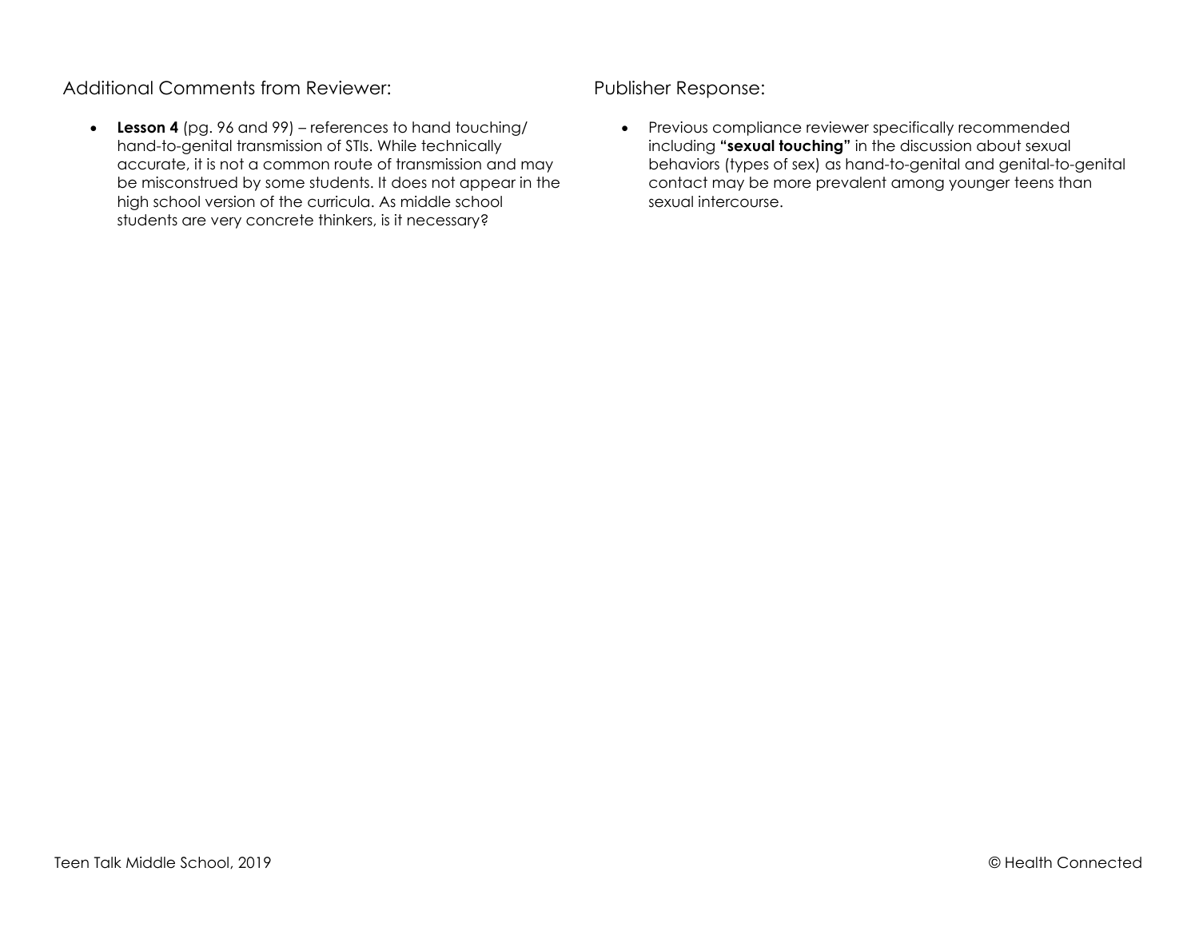Additional Comments from Reviewer:

- **Lesson 4** (pg. 96 and 99) – references to hand touching/ hand-to-genital transmission of STIs. While technically accurate, it is not a common route of transmission and may be misconstrued by some students. It does not appear in the high school version of the curricula. As middle school students are very concrete thinkers, is it necessary?

Publisher Response:

- Previous compliance reviewer specifically recommended including **"sexual touching"** in the discussion about sexual behaviors (types of sex) as hand-to-genital and genital-to-genital contact may be more prevalent among younger teens than sexual intercourse.